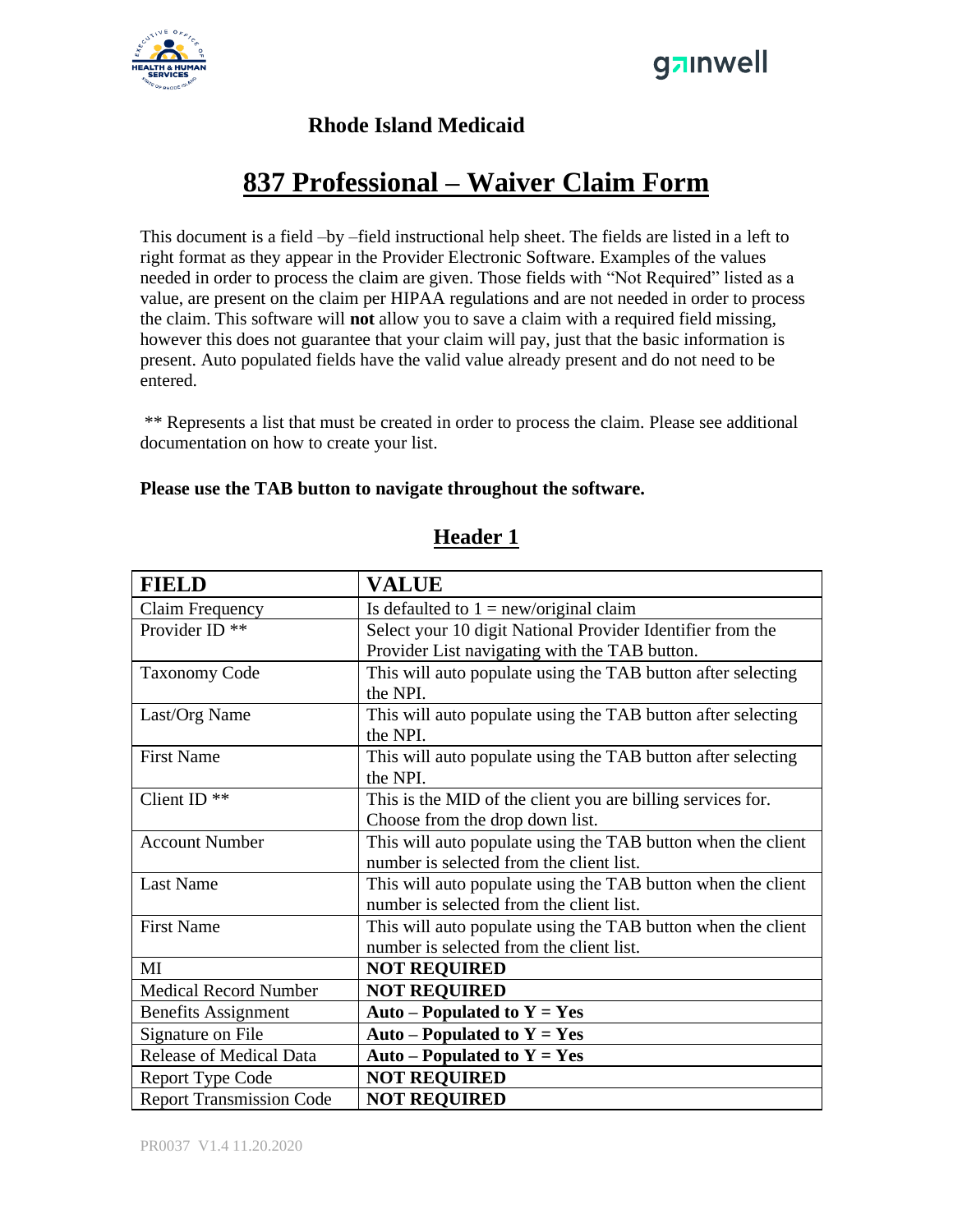**Rhode Island Medicaid**

# 837 Professional – Waiver Claim Form

This document is a field –by –field instructional help sheet. The fields are listed in a left to right format as they appear in the Provider Electronic Software. Examples of the values needed in order to process the claim are given. Those fields with "Not Required" listed as a value, are present on the claim per HIPAA regulations and are not needed in order to process the claim. This software will **not** allow you to save a claim with a required field missing, however this does not guarantee that your claim will pay, just that the basic information is present. Auto populated fields have the valid value already present and do not need to be entered.

** Represents a list that must be created in order to process the claim. Please see additional documentation on how to create your list.

**Please use the TAB button to navigate throughout the software.**

## Header 1

| FIELD | VALUE |
|---|---|
| Claim Frequency | Is defaulted to 1 = new/original claim |
| Provider ID ** | Select your 10 digit National Provider Identifier from the Provider List navigating with the TAB button. |
| Taxonomy Code | This will auto populate using the TAB button after selecting the NPI. |
| Last/Org Name | This will auto populate using the TAB button after selecting the NPI. |
| First Name | This will auto populate using the TAB button after selecting the NPI. |
| Client ID ** | This is the MID of the client you are billing services for. Choose from the drop down list. |
| Account Number | This will auto populate using the TAB button when the client number is selected from the client list. |
| Last Name | This will auto populate using the TAB button when the client number is selected from the client list. |
| First Name | This will auto populate using the TAB button when the client number is selected from the client list. |
| MI | **NOT REQUIRED** |
| Medical Record Number | **NOT REQUIRED** |
| Benefits Assignment | **Auto – Populated to Y = Yes** |
| Signature on File | **Auto – Populated to Y = Yes** |
| Release of Medical Data | **Auto – Populated to Y = Yes** |
| Report Type Code | **NOT REQUIRED** |
| Report Transmission Code | **NOT REQUIRED** |

PR0037 V1.4 11.20.2020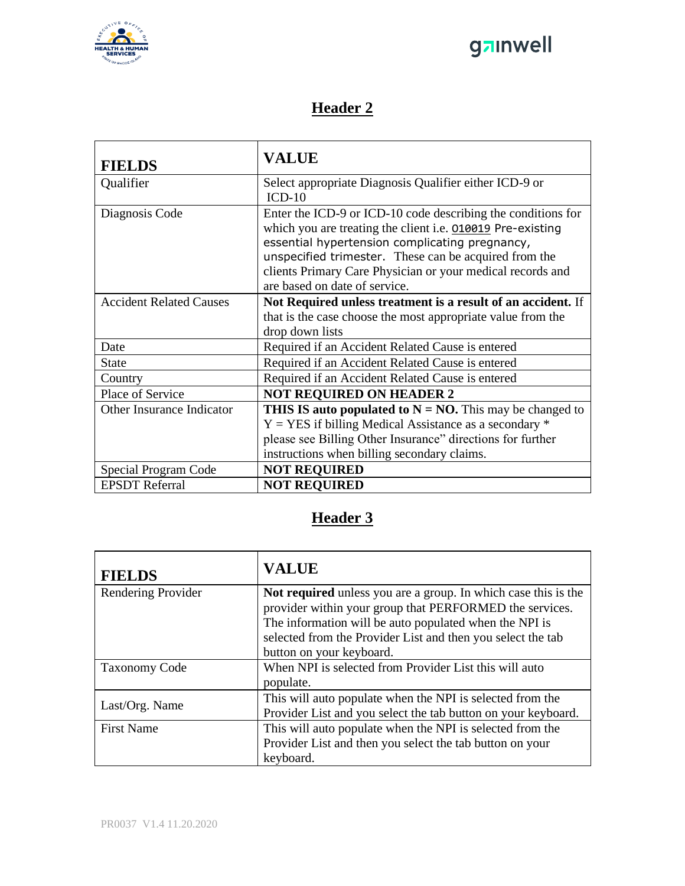## Header 2

| FIELDS | VALUE |
|---|---|
| Qualifier | Select appropriate Diagnosis Qualifier either ICD-9 or ICD-10 |
| Diagnosis Code | Enter the ICD-9 or ICD-10 code describing the conditions for which you are treating the client i.e. O10019 Pre-existing essential hypertension complicating pregnancy, unspecified trimester. These can be acquired from the clients Primary Care Physician or your medical records and are based on date of service. |
| Accident Related Causes | **Not Required unless treatment is a result of an accident.** If that is the case choose the most appropriate value from the drop down lists |
| Date | Required if an Accident Related Cause is entered |
| State | Required if an Accident Related Cause is entered |
| Country | Required if an Accident Related Cause is entered |
| Place of Service | **NOT REQUIRED ON HEADER 2** |
| Other Insurance Indicator | **THIS IS auto populated to N = NO.** This may be changed to Y = YES if billing Medical Assistance as a secondary * please see Billing Other Insurance" directions for further instructions when billing secondary claims. |
| Special Program Code | **NOT REQUIRED** |
| EPSDT Referral | **NOT REQUIRED** |

## Header 3

| FIELDS | VALUE |
|---|---|
| Rendering Provider | **Not required** unless you are a group. In which case this is the provider within your group that PERFORMED the services. The information will be auto populated when the NPI is selected from the Provider List and then you select the tab button on your keyboard. |
| Taxonomy Code | When NPI is selected from Provider List this will auto populate. |
| Last/Org. Name | This will auto populate when the NPI is selected from the Provider List and you select the tab button on your keyboard. |
| First Name | This will auto populate when the NPI is selected from the Provider List and then you select the tab button on your keyboard. |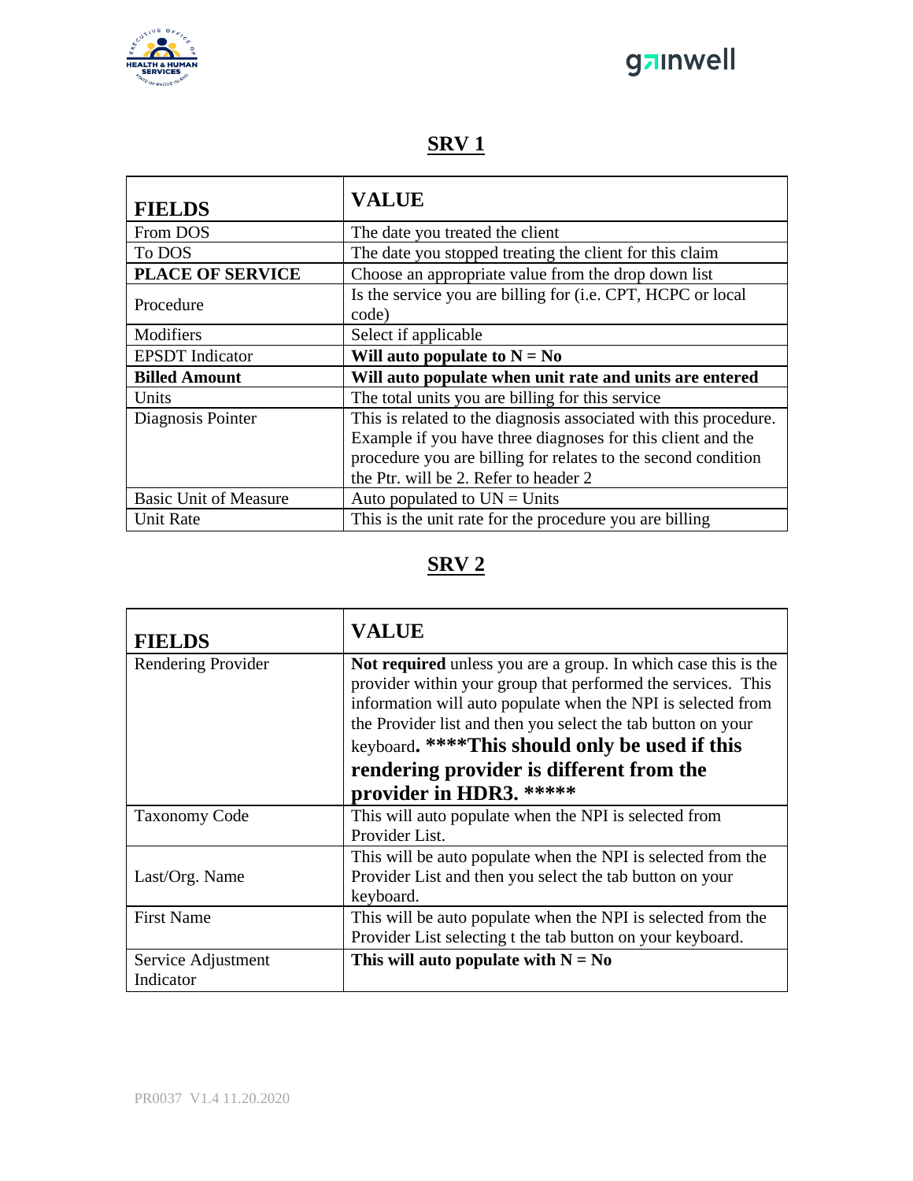## SRV 1

| FIELDS | VALUE |
|---|---|
| From DOS | The date you treated the client |
| To DOS | The date you stopped treating the client for this claim |
| **PLACE OF SERVICE** | Choose an appropriate value from the drop down list |
| Procedure | Is the service you are billing for (i.e. CPT, HCPC or local code) |
| Modifiers | Select if applicable |
| EPSDT Indicator | **Will auto populate to N = No** |
| **Billed Amount** | **Will auto populate when unit rate and units are entered** |
| Units | The total units you are billing for this service |
| Diagnosis Pointer | This is related to the diagnosis associated with this procedure. Example if you have three diagnoses for this client and the procedure you are billing for relates to the second condition the Ptr. will be 2. Refer to header 2 |
| Basic Unit of Measure | Auto populated to UN = Units |
| Unit Rate | This is the unit rate for the procedure you are billing |

## SRV 2

| FIELDS | VALUE |
|---|---|
| Rendering Provider | **Not required** unless you are a group. In which case this is the provider within your group that performed the services. This information will auto populate when the NPI is selected from the Provider list and then you select the tab button on your keyboard**. ****This should only be used if this rendering provider is different from the provider in HDR3. ******* |
| Taxonomy Code | This will auto populate when the NPI is selected from Provider List. |
| Last/Org. Name | This will be auto populate when the NPI is selected from the Provider List and then you select the tab button on your keyboard. |
| First Name | This will be auto populate when the NPI is selected from the Provider List selecting t the tab button on your keyboard. |
| Service Adjustment Indicator | **This will auto populate with N = No** |

PR0037 V1.4 11.20.2020